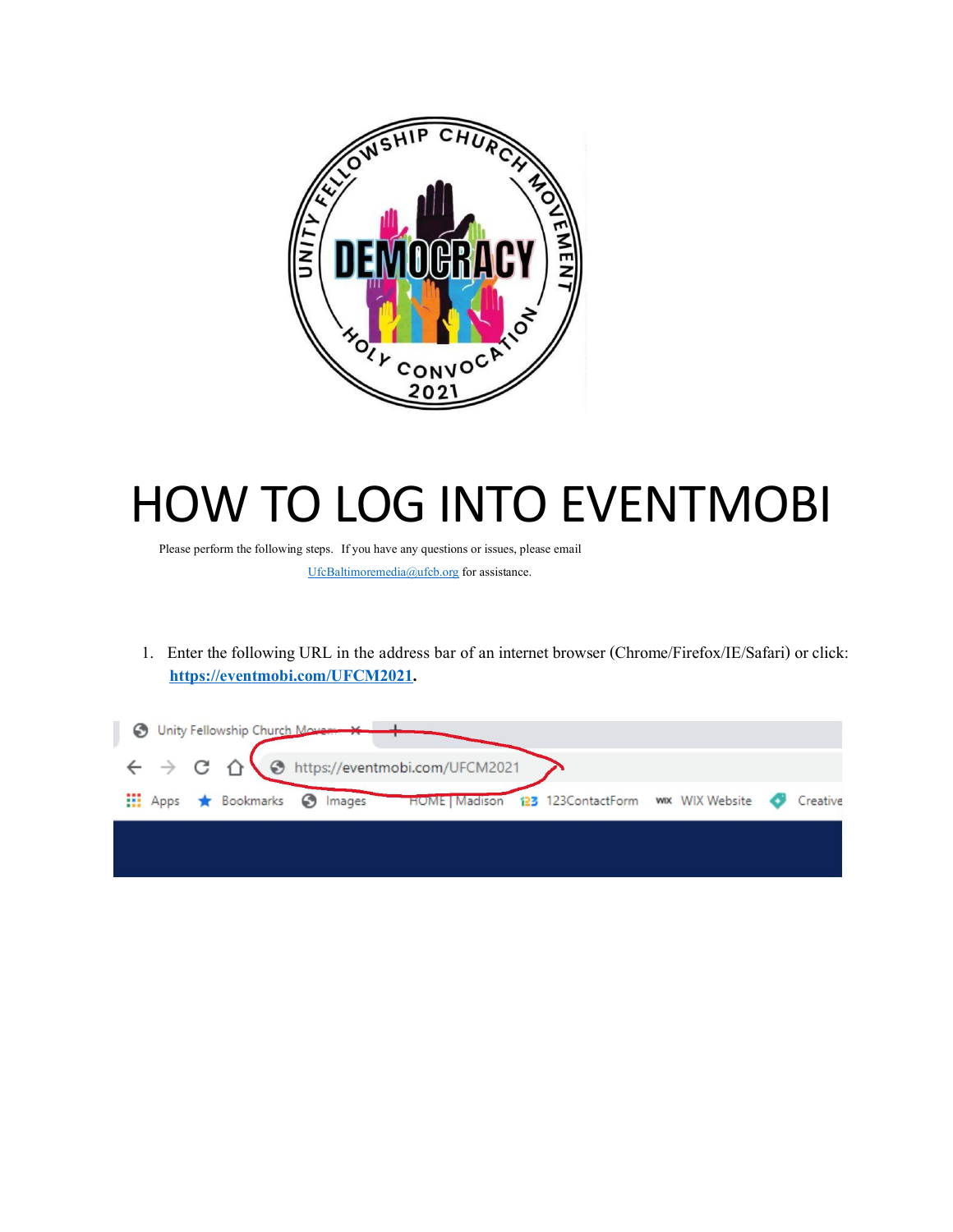# HOW TO LOG INTO EVENTMOBI

Please perform the following steps. If you have any questions or issues, please email UfcBaltimoremedia@ufcb.org for assistance.

1. Enter the following URL in the address bar of an internet browser (Chrome/Firefox/IE/Safari) or click: **https://eventmobi.com/UFCM2021**.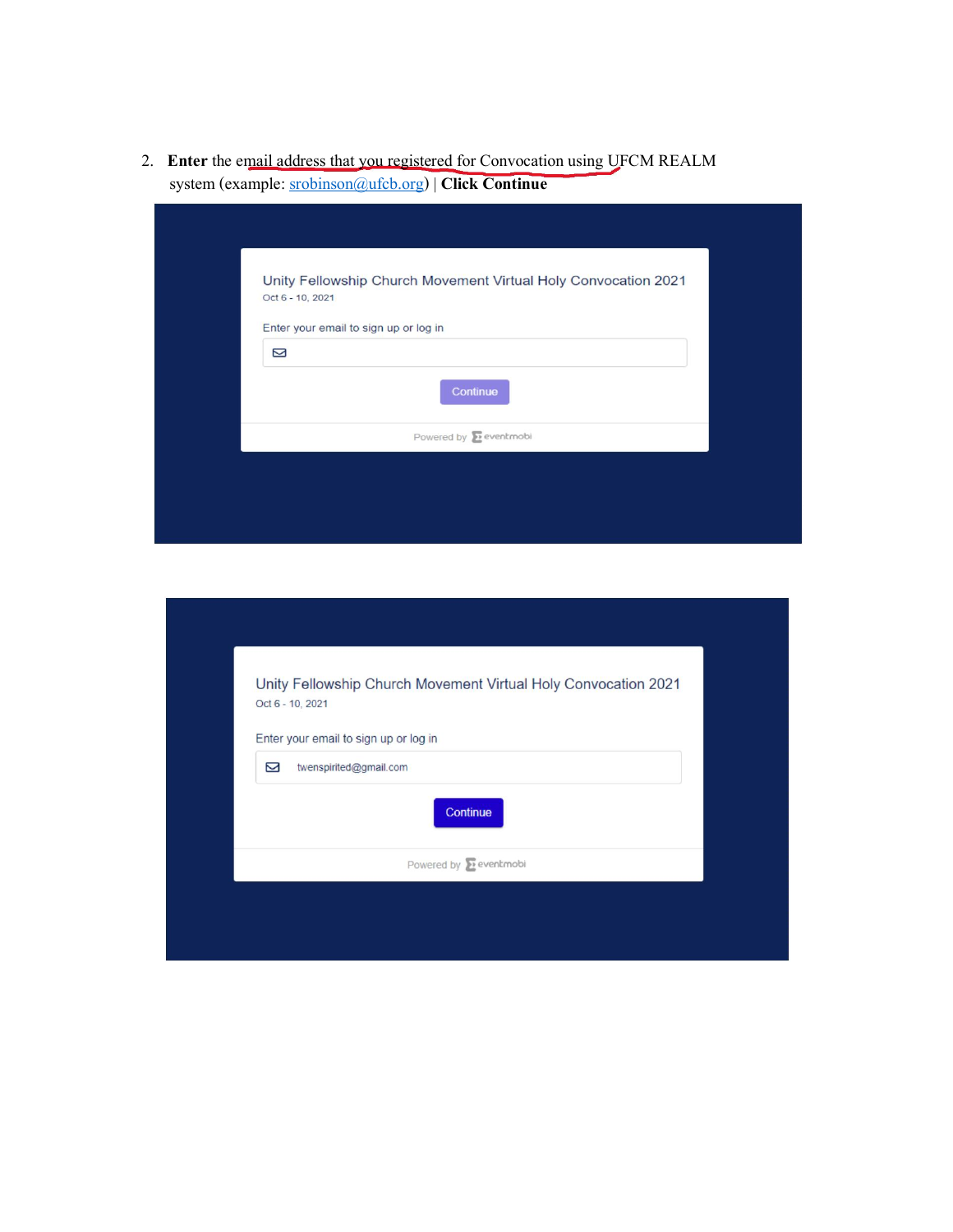2. **Enter** the email address that you registered for Convocation using UFCM REALM system (example: srobinson@ufcb.org) | **Click Continue**

Unity Fellowship Church Movement Virtual Holy Convocation 2021

Oct 6 - 10, 2021

Enter your email to sign up or log in

Continue

Powered by eventmobi

Unity Fellowship Church Movement Virtual Holy Convocation 2021

Oct 6 - 10, 2021

Enter your email to sign up or log in

twenspirited@gmail.com

Continue

Powered by eventmobi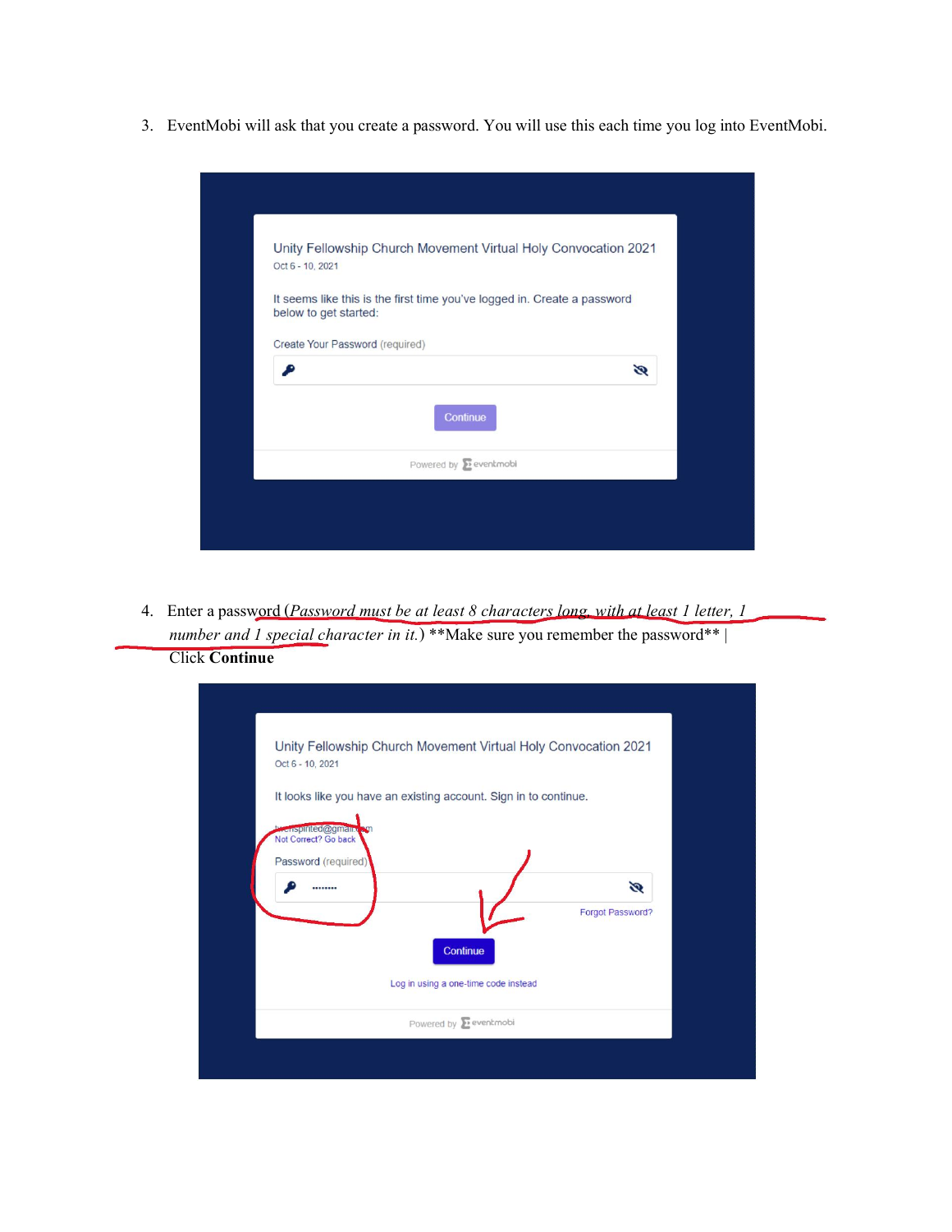3. EventMobi will ask that you create a password. You will use this each time you log into EventMobi.

4. Enter a password (*Password must be at least 8 characters long, with at least 1 letter, 1 number and 1 special character in it.*) **Make sure you remember the password** | Click **Continue**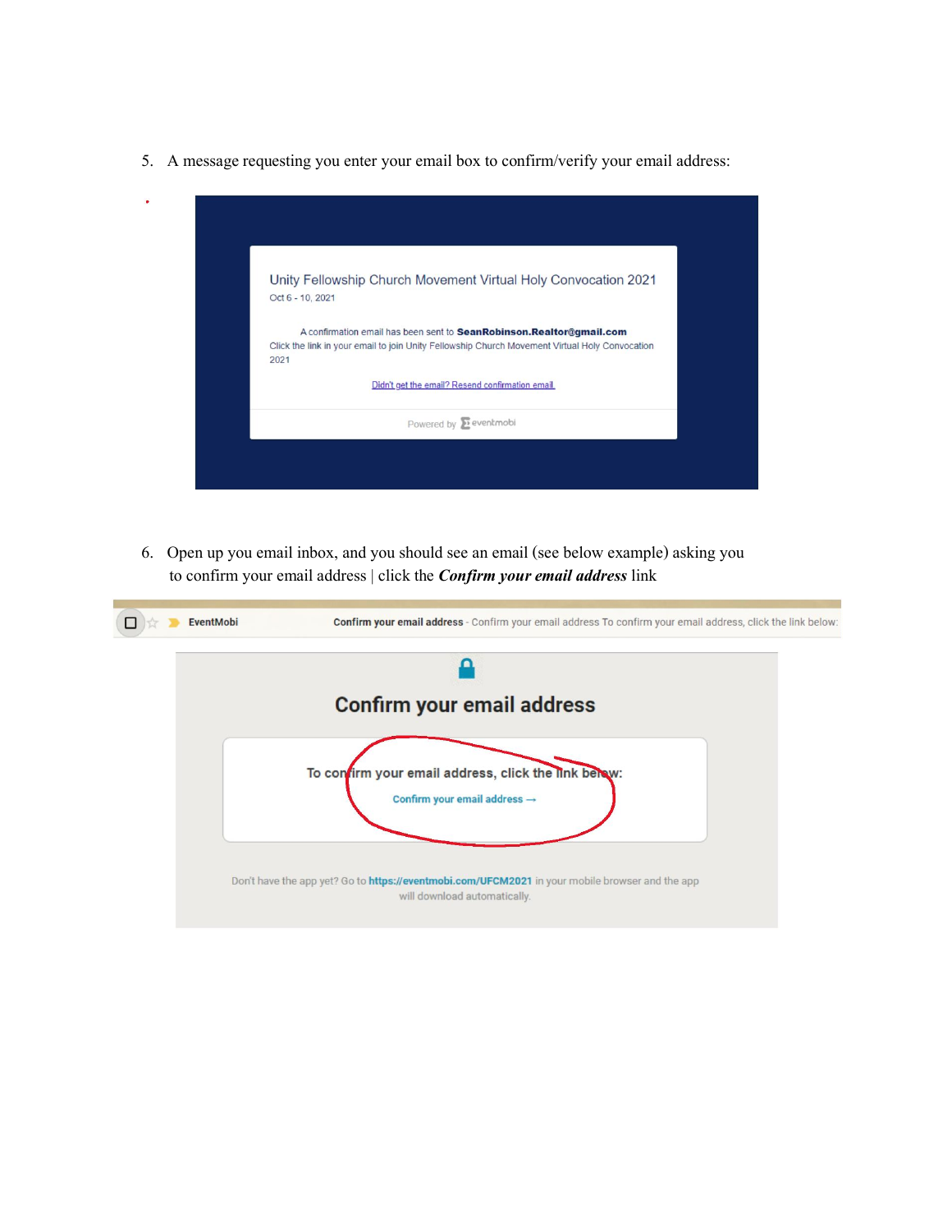5. A message requesting you enter your email box to confirm/verify your email address:

Unity Fellowship Church Movement Virtual Holy Convocation 2021

Oct 6 - 10, 2021

A confirmation email has been sent to **SeanRobinson.Realtor@gmail.com**

Click the link in your email to join Unity Fellowship Church Movement Virtual Holy Convocation 2021

Didn't get the email? Resend confirmation email

Powered by eventmobi

6. Open up you email inbox, and you should see an email (see below example) asking you to confirm your email address | click the ***Confirm your email address*** link

**EventMobi** **Confirm your email address** - Confirm your email address To confirm your email address, click the link below:

## Confirm your email address

**To confirm your email address, click the link below:**

**Confirm your email address →**

Don't have the app yet? Go to **https://eventmobi.com/UFCM2021** in your mobile browser and the app will download automatically.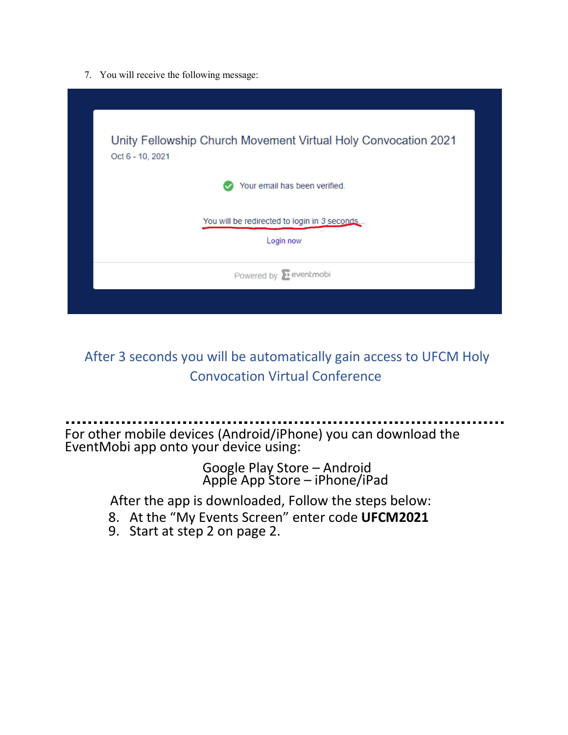7. You will receive the following message:

Unity Fellowship Church Movement Virtual Holy Convocation 2021
Oct 6 - 10, 2021

Your email has been verified.

You will be redirected to login in 3 seconds...

Login now

Powered by eventmobi

After 3 seconds you will be automatically gain access to UFCM Holy Convocation Virtual Conference

---

For other mobile devices (Android/iPhone) you can download the EventMobi app onto your device using:

Google Play Store – Android
Apple App Store – iPhone/iPad

After the app is downloaded, Follow the steps below:

8. At the "My Events Screen" enter code **UFCM2021**
9. Start at step 2 on page 2.